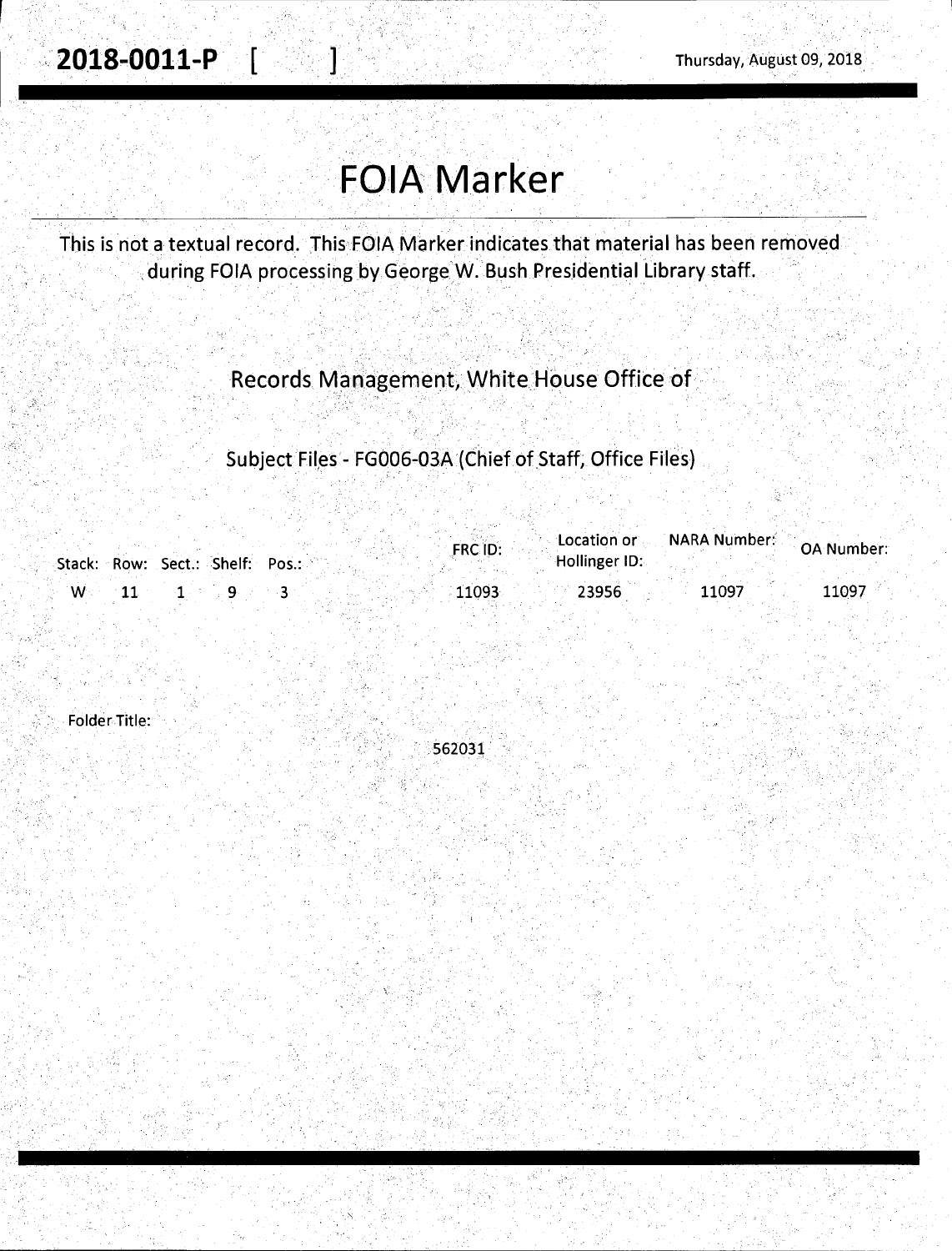**2018-0011-P** [ ]

Thursday, August 09, 2018

# FOIA Marker

This is not a textual record. This FOIA Marker indicates that material has been removed during FOIA processing by George W. Bush Presidential Library staff.

Records Management, White House Office of

Subject Files - FG006-03A (Chief of Staff, Office Files)

| Stack: | Row: | Sect.: | Shelf: | Pos.: | FRC ID: | Location or Hollinger ID: | NARA Number: | OA Number: |
|---|---|---|---|---|---|---|---|---|
| W | 11 | 1 | 9 | 3 | 11093 | 23956 | 11097 | 11097 |

Folder Title:

562031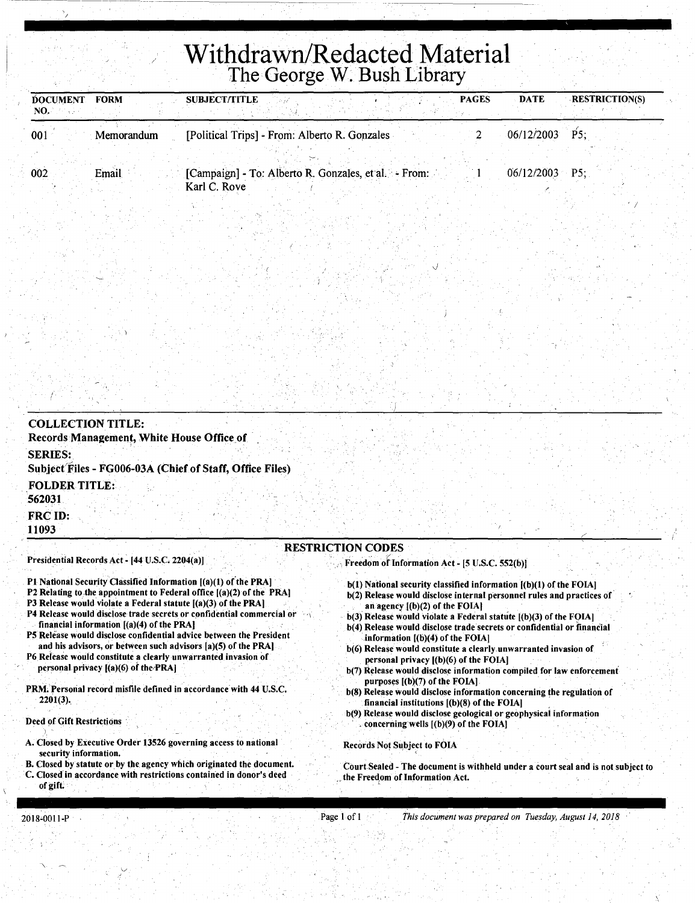# Withdrawn/Redacted Material
## The George W. Bush Library

| DOCUMENT NO. | FORM | SUBJECT/TITLE | PAGES | DATE | RESTRICTION(S) |
|---|---|---|---|---|---|
| 001 | Memorandum | [Political Trips] - From: Alberto R. Gonzales | 2 | 06/12/2003 | P5; |
| 002 | Email | [Campaign] - To: Alberto R. Gonzales, et al. - From: Karl C. Rove | 1 | 06/12/2003 | P5; |

**COLLECTION TITLE:**
**Records Management, White House Office of**

**SERIES:**
**Subject Files - FG006-03A (Chief of Staff, Office Files)**

**FOLDER TITLE:**
**562031**

**FRC ID:**
**11093**

### RESTRICTION CODES

**Presidential Records Act - [44 U.S.C. 2204(a)]**

- P1 National Security Classified Information [(a)(1) of the PRA]
- P2 Relating to the appointment to Federal office [(a)(2) of the PRA]
- P3 Release would violate a Federal statute [(a)(3) of the PRA]
- P4 Release would disclose trade secrets or confidential commercial or financial information [(a)(4) of the PRA]
- P5 Release would disclose confidential advice between the President and his advisors, or between such advisors [a)(5) of the PRA]
- P6 Release would constitute a clearly unwarranted invasion of personal privacy [(a)(6) of the PRA]

PRM. Personal record misfile defined in accordance with 44 U.S.C. 2201(3).

Deed of Gift Restrictions

- A. Closed by Executive Order 13526 governing access to national security information.
- B. Closed by statute or by the agency which originated the document.
- C. Closed in accordance with restrictions contained in donor's deed of gift.

**Freedom of Information Act - [5 U.S.C. 552(b)]**

- b(1) National security classified information [(b)(1) of the FOIA]
- b(2) Release would disclose internal personnel rules and practices of an agency [(b)(2) of the FOIA]
- b(3) Release would violate a Federal statute [(b)(3) of the FOIA]
- b(4) Release would disclose trade secrets or confidential or financial information [(b)(4) of the FOIA]
- b(6) Release would constitute a clearly unwarranted invasion of personal privacy [(b)(6) of the FOIA]
- b(7) Release would disclose information compiled for law enforcement purposes [(b)(7) of the FOIA]
- b(8) Release would disclose information concerning the regulation of financial institutions [(b)(8) of the FOIA]
- b(9) Release would disclose geological or geophysical information concerning wells [(b)(9) of the FOIA]

Records Not Subject to FOIA

Court Sealed - The document is withheld under a court seal and is not subject to the Freedom of Information Act.

2018-0011-P

*This document was prepared on Tuesday, August 14, 2018*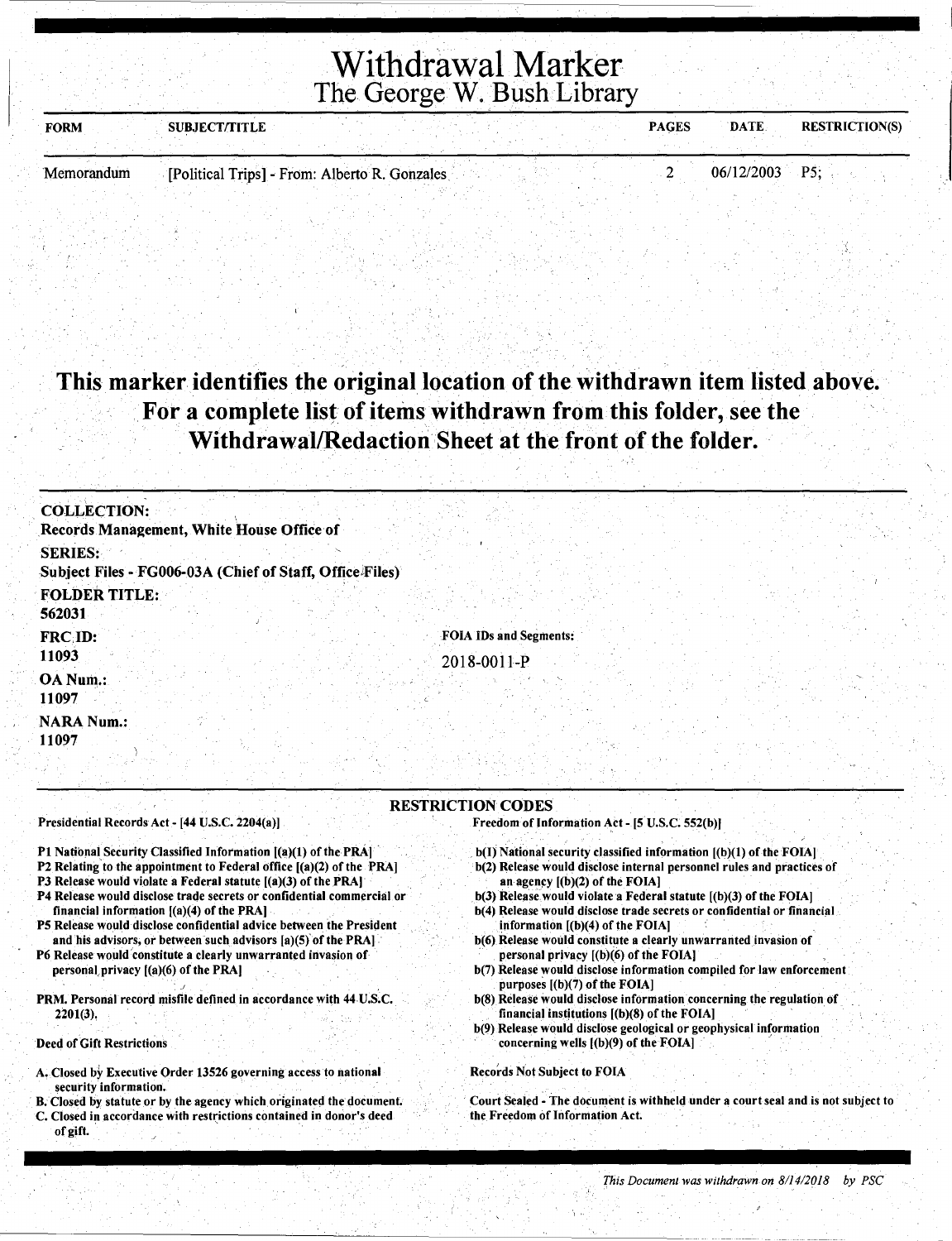# Withdrawal Marker
## The George W. Bush Library

| FORM | SUBJECT/TITLE | PAGES | DATE | RESTRICTION(S) |
|---|---|---|---|---|
| Memorandum | [Political Trips] - From: Alberto R. Gonzales | 2 | 06/12/2003 | P5; |

**This marker identifies the original location of the withdrawn item listed above. For a complete list of items withdrawn from this folder, see the Withdrawal/Redaction Sheet at the front of the folder.**

**COLLECTION:**
**Records Management, White House Office of**

**SERIES:**
**Subject Files - FG006-03A (Chief of Staff, Office Files)**

**FOLDER TITLE:**
**562031**

**FRC ID:**
**11093**

**OA Num.:**
**11097**

**NARA Num.:**
**11097**

**FOIA IDs and Segments:**
2018-0011-P

### RESTRICTION CODES

**Presidential Records Act - [44 U.S.C. 2204(a)]**

**P1 National Security Classified Information [(a)(1) of the PRA]**
**P2 Relating to the appointment to Federal office [(a)(2) of the PRA]**
**P3 Release would violate a Federal statute [(a)(3) of the PRA]**
**P4 Release would disclose trade secrets or confidential commercial or financial information [(a)(4) of the PRA]**
**P5 Release would disclose confidential advice between the President and his advisors, or between such advisors [a)(5) of the PRA]**
**P6 Release would constitute a clearly unwarranted invasion of personal privacy [(a)(6) of the PRA]**

**PRM. Personal record misfile defined in accordance with 44 U.S.C. 2201(3).**

**Deed of Gift Restrictions**

**A. Closed by Executive Order 13526 governing access to national security information.**
**B. Closed by statute or by the agency which originated the document.**
**C. Closed in accordance with restrictions contained in donor's deed of gift.**

**Freedom of Information Act - [5 U.S.C. 552(b)]**

**b(1) National security classified information [(b)(1) of the FOIA]**
**b(2) Release would disclose internal personnel rules and practices of an agency [(b)(2) of the FOIA]**
**b(3) Release would violate a Federal statute [(b)(3) of the FOIA]**
**b(4) Release would disclose trade secrets or confidential or financial information [(b)(4) of the FOIA]**
**b(6) Release would constitute a clearly unwarranted invasion of personal privacy [(b)(6) of the FOIA]**
**b(7) Release would disclose information compiled for law enforcement purposes [(b)(7) of the FOIA]**
**b(8) Release would disclose information concerning the regulation of financial institutions [(b)(8) of the FOIA]**
**b(9) Release would disclose geological or geophysical information concerning wells [(b)(9) of the FOIA]**

**Records Not Subject to FOIA**

**Court Sealed - The document is withheld under a court seal and is not subject to the Freedom of Information Act.**

*This Document was withdrawn on 8/14/2018 by PSC*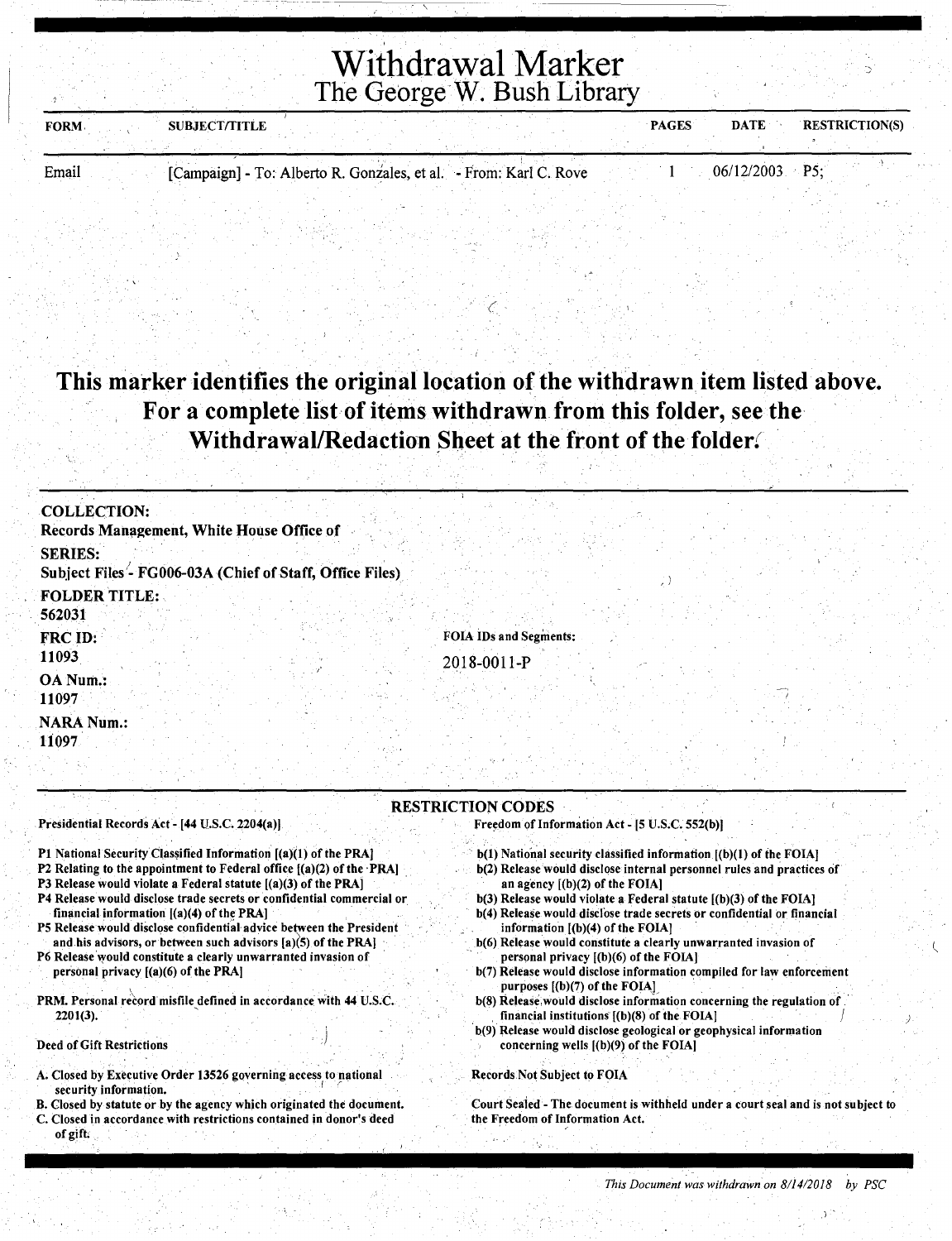# Withdrawal Marker

## The George W. Bush Library

| FORM | SUBJECT/TITLE | PAGES | DATE | RESTRICTION(S) |
|---|---|---|---|---|
| Email | [Campaign] - To: Alberto R. Gonzales, et al. - From: Karl C. Rove | 1 | 06/12/2003 | P5; |

**This marker identifies the original location of the withdrawn item listed above. For a complete list of items withdrawn from this folder, see the Withdrawal/Redaction Sheet at the front of the folder.**

**COLLECTION:**
Records Management, White House Office of

**SERIES:**
Subject Files - FG006-03A (Chief of Staff, Office Files)

**FOLDER TITLE:**
562031

**FRC ID:**
11093

**FOIA IDs and Segments:**
2018-0011-P

**OA Num.:**
11097

**NARA Num.:**
11097

## RESTRICTION CODES

**Presidential Records Act - [44 U.S.C. 2204(a)]**

- P1 National Security Classified Information [(a)(1) of the PRA]
- P2 Relating to the appointment to Federal office [(a)(2) of the PRA]
- P3 Release would violate a Federal statute [(a)(3) of the PRA]
- P4 Release would disclose trade secrets or confidential commercial or financial information [(a)(4) of the PRA]
- P5 Release would disclose confidential advice between the President and his advisors, or between such advisors [a)(5) of the PRA]
- P6 Release would constitute a clearly unwarranted invasion of personal privacy [(a)(6) of the PRA]

PRM. Personal record misfile defined in accordance with 44 U.S.C. 2201(3).

**Deed of Gift Restrictions**

- A. Closed by Executive Order 13526 governing access to national security information.
- B. Closed by statute or by the agency which originated the document.
- C. Closed in accordance with restrictions contained in donor's deed of gift.

**Freedom of Information Act - [5 U.S.C. 552(b)]**

- b(1) National security classified information [(b)(1) of the FOIA]
- b(2) Release would disclose internal personnel rules and practices of an agency [(b)(2) of the FOIA]
- b(3) Release would violate a Federal statute [(b)(3) of the FOIA]
- b(4) Release would disclose trade secrets or confidential or financial information [(b)(4) of the FOIA]
- b(6) Release would constitute a clearly unwarranted invasion of personal privacy [(b)(6) of the FOIA]
- b(7) Release would disclose information compiled for law enforcement purposes [(b)(7) of the FOIA]
- b(8) Release would disclose information concerning the regulation of financial institutions [(b)(8) of the FOIA]
- b(9) Release would disclose geological or geophysical information concerning wells [(b)(9) of the FOIA]

Records Not Subject to FOIA

Court Sealed - The document is withheld under a court seal and is not subject to the Freedom of Information Act.

*This Document was withdrawn on 8/14/2018 by PSC*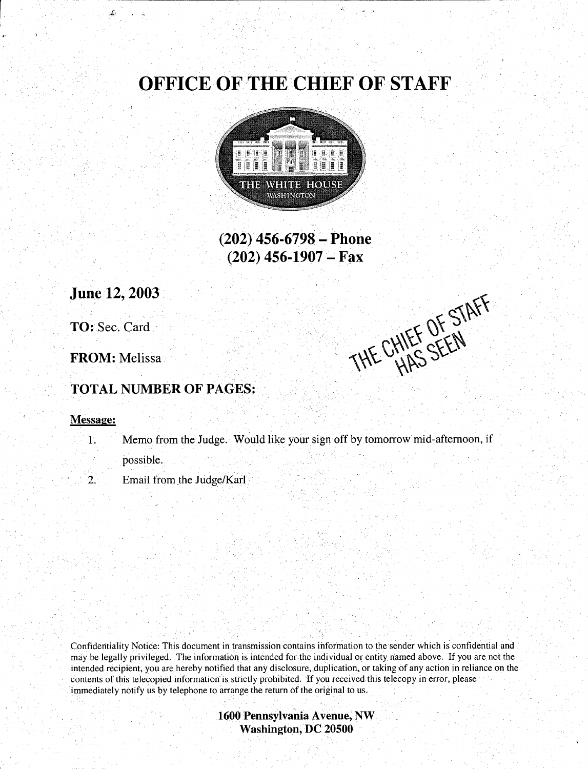# OFFICE OF THE CHIEF OF STAFF

THE WHITE HOUSE
WASHINGTON

**(202) 456-6798 – Phone**
**(202) 456-1907 – Fax**

## June 12, 2003

**TO:** Sec. Card

**FROM:** Melissa

THE CHIEF OF STAFF HAS SEEN

**TOTAL NUMBER OF PAGES:**

**Message:**

1. Memo from the Judge. Would like your sign off by tomorrow mid-afternoon, if possible.
2. Email from the Judge/Karl

Confidentiality Notice: This document in transmission contains information to the sender which is confidential and may be legally privileged. The information is intended for the individual or entity named above. If you are not the intended recipient, you are hereby notified that any disclosure, duplication, or taking of any action in reliance on the contents of this telecopied information is strictly prohibited. If you received this telecopy in error, please immediately notify us by telephone to arrange the return of the original to us.

**1600 Pennsylvania Avenue, NW**
**Washington, DC 20500**